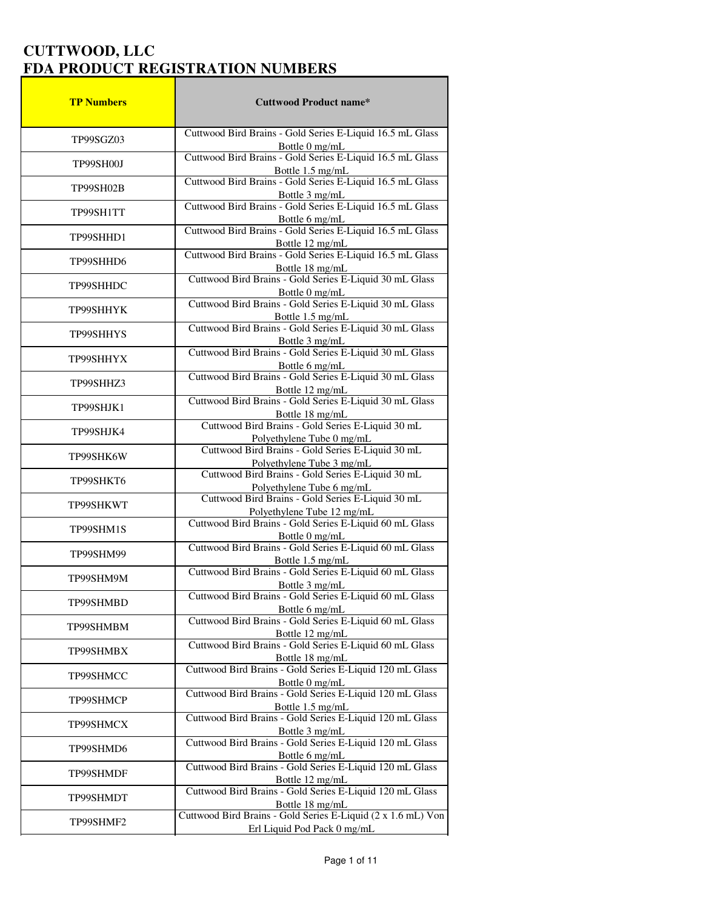# CUTTWOOD, LLC
# FDA PRODUCT REGISTRATION NUMBERS

| TP Numbers | Cuttwood Product name* |
| --- | --- |
| TP99SGZ03 | Cuttwood Bird Brains - Gold Series E-Liquid 16.5 mL Glass Bottle 0 mg/mL |
| TP99SH00J | Cuttwood Bird Brains - Gold Series E-Liquid 16.5 mL Glass Bottle 1.5 mg/mL |
| TP99SH02B | Cuttwood Bird Brains - Gold Series E-Liquid 16.5 mL Glass Bottle 3 mg/mL |
| TP99SH1TT | Cuttwood Bird Brains - Gold Series E-Liquid 16.5 mL Glass Bottle 6 mg/mL |
| TP99SHHD1 | Cuttwood Bird Brains - Gold Series E-Liquid 16.5 mL Glass Bottle 12 mg/mL |
| TP99SHHD6 | Cuttwood Bird Brains - Gold Series E-Liquid 16.5 mL Glass Bottle 18 mg/mL |
| TP99SHHDC | Cuttwood Bird Brains - Gold Series E-Liquid 30 mL Glass Bottle 0 mg/mL |
| TP99SHHYK | Cuttwood Bird Brains - Gold Series E-Liquid 30 mL Glass Bottle 1.5 mg/mL |
| TP99SHHYS | Cuttwood Bird Brains - Gold Series E-Liquid 30 mL Glass Bottle 3 mg/mL |
| TP99SHHYX | Cuttwood Bird Brains - Gold Series E-Liquid 30 mL Glass Bottle 6 mg/mL |
| TP99SHHZ3 | Cuttwood Bird Brains - Gold Series E-Liquid 30 mL Glass Bottle 12 mg/mL |
| TP99SHJK1 | Cuttwood Bird Brains - Gold Series E-Liquid 30 mL Glass Bottle 18 mg/mL |
| TP99SHJK4 | Cuttwood Bird Brains - Gold Series E-Liquid 30 mL Polyethylene Tube 0 mg/mL |
| TP99SHK6W | Cuttwood Bird Brains - Gold Series E-Liquid 30 mL Polyethylene Tube 3 mg/mL |
| TP99SHKT6 | Cuttwood Bird Brains - Gold Series E-Liquid 30 mL Polyethylene Tube 6 mg/mL |
| TP99SHKWT | Cuttwood Bird Brains - Gold Series E-Liquid 30 mL Polyethylene Tube 12 mg/mL |
| TP99SHM1S | Cuttwood Bird Brains - Gold Series E-Liquid 60 mL Glass Bottle 0 mg/mL |
| TP99SHM99 | Cuttwood Bird Brains - Gold Series E-Liquid 60 mL Glass Bottle 1.5 mg/mL |
| TP99SHM9M | Cuttwood Bird Brains - Gold Series E-Liquid 60 mL Glass Bottle 3 mg/mL |
| TP99SHMBD | Cuttwood Bird Brains - Gold Series E-Liquid 60 mL Glass Bottle 6 mg/mL |
| TP99SHMBM | Cuttwood Bird Brains - Gold Series E-Liquid 60 mL Glass Bottle 12 mg/mL |
| TP99SHMBX | Cuttwood Bird Brains - Gold Series E-Liquid 60 mL Glass Bottle 18 mg/mL |
| TP99SHMCC | Cuttwood Bird Brains - Gold Series E-Liquid 120 mL Glass Bottle 0 mg/mL |
| TP99SHMCP | Cuttwood Bird Brains - Gold Series E-Liquid 120 mL Glass Bottle 1.5 mg/mL |
| TP99SHMCX | Cuttwood Bird Brains - Gold Series E-Liquid 120 mL Glass Bottle 3 mg/mL |
| TP99SHMD6 | Cuttwood Bird Brains - Gold Series E-Liquid 120 mL Glass Bottle 6 mg/mL |
| TP99SHMDF | Cuttwood Bird Brains - Gold Series E-Liquid 120 mL Glass Bottle 12 mg/mL |
| TP99SHMDT | Cuttwood Bird Brains - Gold Series E-Liquid 120 mL Glass Bottle 18 mg/mL |
| TP99SHMF2 | Cuttwood Bird Brains - Gold Series E-Liquid (2 x 1.6 mL) Von Erl Liquid Pod Pack 0 mg/mL |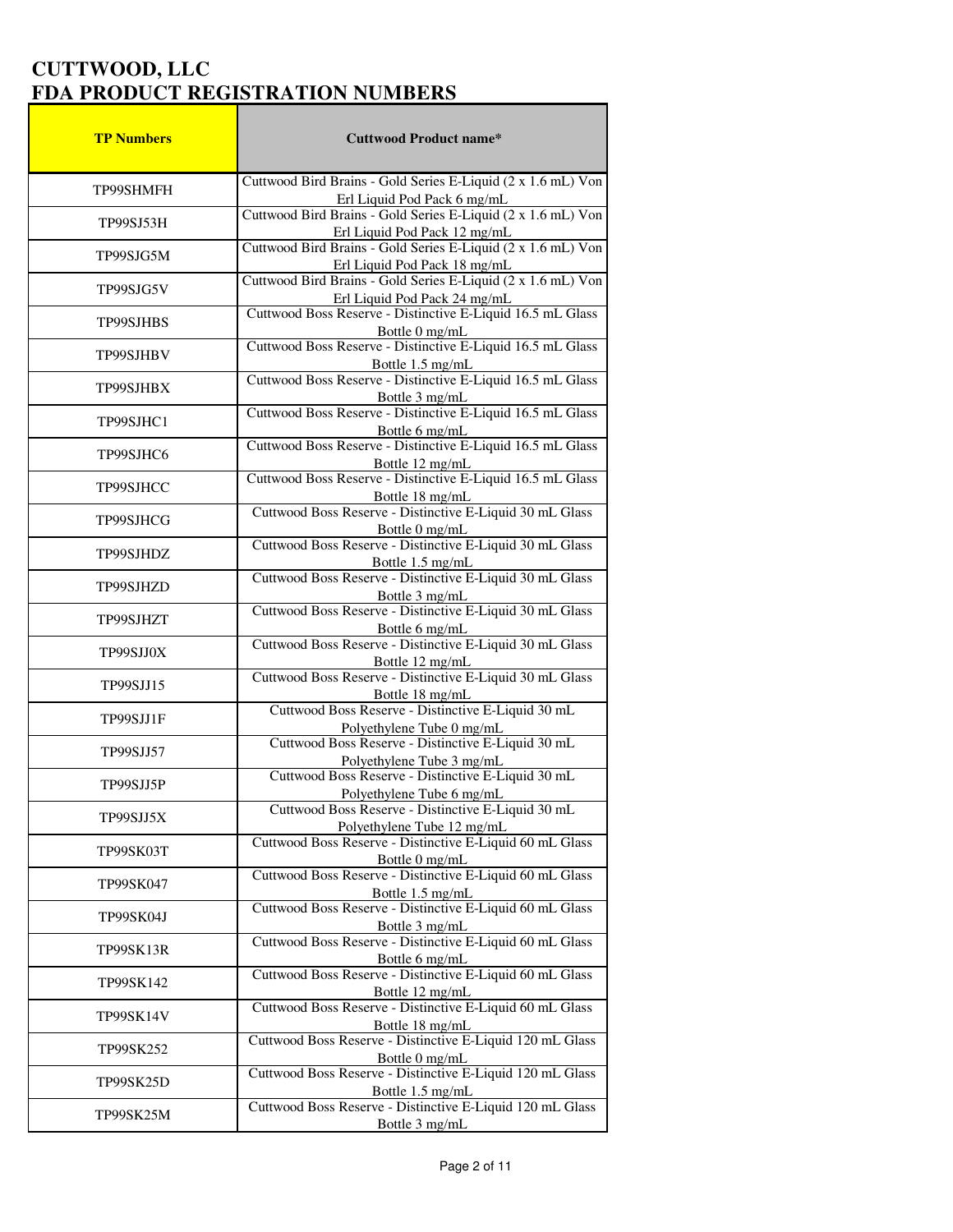# CUTTWOOD, LLC
# FDA PRODUCT REGISTRATION NUMBERS

| TP Numbers | Cuttwood Product name* |
|---|---|
| TP99SHMFH | Cuttwood Bird Brains - Gold Series E-Liquid (2 x 1.6 mL) Von Erl Liquid Pod Pack 6 mg/mL |
| TP99SJ53H | Cuttwood Bird Brains - Gold Series E-Liquid (2 x 1.6 mL) Von Erl Liquid Pod Pack 12 mg/mL |
| TP99SJG5M | Cuttwood Bird Brains - Gold Series E-Liquid (2 x 1.6 mL) Von Erl Liquid Pod Pack 18 mg/mL |
| TP99SJG5V | Cuttwood Bird Brains - Gold Series E-Liquid (2 x 1.6 mL) Von Erl Liquid Pod Pack 24 mg/mL |
| TP99SJHBS | Cuttwood Boss Reserve - Distinctive E-Liquid 16.5 mL Glass Bottle 0 mg/mL |
| TP99SJHBV | Cuttwood Boss Reserve - Distinctive E-Liquid 16.5 mL Glass Bottle 1.5 mg/mL |
| TP99SJHBX | Cuttwood Boss Reserve - Distinctive E-Liquid 16.5 mL Glass Bottle 3 mg/mL |
| TP99SJHC1 | Cuttwood Boss Reserve - Distinctive E-Liquid 16.5 mL Glass Bottle 6 mg/mL |
| TP99SJHC6 | Cuttwood Boss Reserve - Distinctive E-Liquid 16.5 mL Glass Bottle 12 mg/mL |
| TP99SJHCC | Cuttwood Boss Reserve - Distinctive E-Liquid 16.5 mL Glass Bottle 18 mg/mL |
| TP99SJHCG | Cuttwood Boss Reserve - Distinctive E-Liquid 30 mL Glass Bottle 0 mg/mL |
| TP99SJHDZ | Cuttwood Boss Reserve - Distinctive E-Liquid 30 mL Glass Bottle 1.5 mg/mL |
| TP99SJHZD | Cuttwood Boss Reserve - Distinctive E-Liquid 30 mL Glass Bottle 3 mg/mL |
| TP99SJHZT | Cuttwood Boss Reserve - Distinctive E-Liquid 30 mL Glass Bottle 6 mg/mL |
| TP99SJJ0X | Cuttwood Boss Reserve - Distinctive E-Liquid 30 mL Glass Bottle 12 mg/mL |
| TP99SJJ15 | Cuttwood Boss Reserve - Distinctive E-Liquid 30 mL Glass Bottle 18 mg/mL |
| TP99SJJ1F | Cuttwood Boss Reserve - Distinctive E-Liquid 30 mL Polyethylene Tube 0 mg/mL |
| TP99SJJ57 | Cuttwood Boss Reserve - Distinctive E-Liquid 30 mL Polyethylene Tube 3 mg/mL |
| TP99SJJ5P | Cuttwood Boss Reserve - Distinctive E-Liquid 30 mL Polyethylene Tube 6 mg/mL |
| TP99SJJ5X | Cuttwood Boss Reserve - Distinctive E-Liquid 30 mL Polyethylene Tube 12 mg/mL |
| TP99SK03T | Cuttwood Boss Reserve - Distinctive E-Liquid 60 mL Glass Bottle 0 mg/mL |
| TP99SK047 | Cuttwood Boss Reserve - Distinctive E-Liquid 60 mL Glass Bottle 1.5 mg/mL |
| TP99SK04J | Cuttwood Boss Reserve - Distinctive E-Liquid 60 mL Glass Bottle 3 mg/mL |
| TP99SK13R | Cuttwood Boss Reserve - Distinctive E-Liquid 60 mL Glass Bottle 6 mg/mL |
| TP99SK142 | Cuttwood Boss Reserve - Distinctive E-Liquid 60 mL Glass Bottle 12 mg/mL |
| TP99SK14V | Cuttwood Boss Reserve - Distinctive E-Liquid 60 mL Glass Bottle 18 mg/mL |
| TP99SK252 | Cuttwood Boss Reserve - Distinctive E-Liquid 120 mL Glass Bottle 0 mg/mL |
| TP99SK25D | Cuttwood Boss Reserve - Distinctive E-Liquid 120 mL Glass Bottle 1.5 mg/mL |
| TP99SK25M | Cuttwood Boss Reserve - Distinctive E-Liquid 120 mL Glass Bottle 3 mg/mL |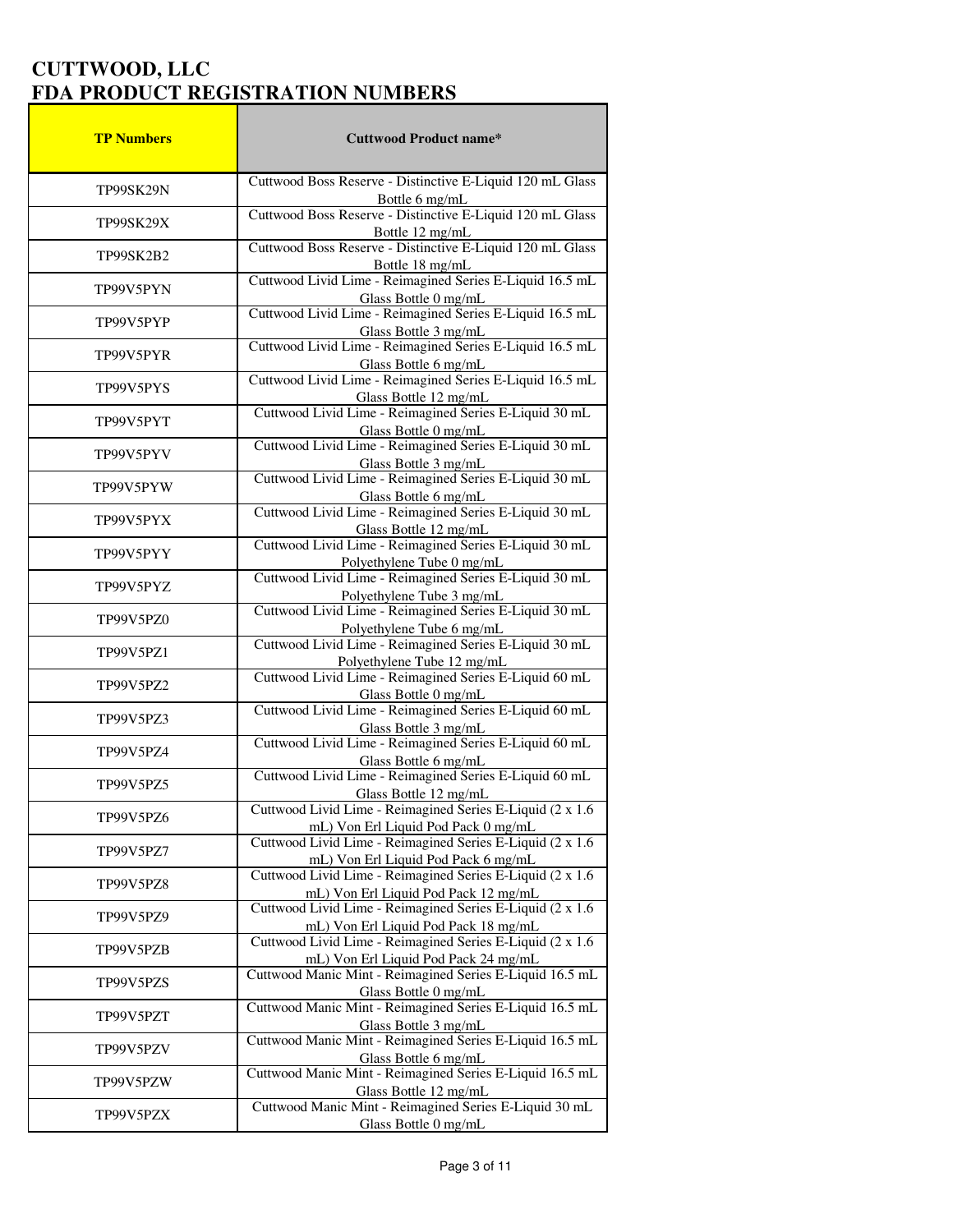# CUTTWOOD, LLC
# FDA PRODUCT REGISTRATION NUMBERS

| TP Numbers | Cuttwood Product name* |
|---|---|
| TP99SK29N | Cuttwood Boss Reserve - Distinctive E-Liquid 120 mL Glass Bottle 6 mg/mL |
| TP99SK29X | Cuttwood Boss Reserve - Distinctive E-Liquid 120 mL Glass Bottle 12 mg/mL |
| TP99SK2B2 | Cuttwood Boss Reserve - Distinctive E-Liquid 120 mL Glass Bottle 18 mg/mL |
| TP99V5PYN | Cuttwood Livid Lime - Reimagined Series E-Liquid 16.5 mL Glass Bottle 0 mg/mL |
| TP99V5PYP | Cuttwood Livid Lime - Reimagined Series E-Liquid 16.5 mL Glass Bottle 3 mg/mL |
| TP99V5PYR | Cuttwood Livid Lime - Reimagined Series E-Liquid 16.5 mL Glass Bottle 6 mg/mL |
| TP99V5PYS | Cuttwood Livid Lime - Reimagined Series E-Liquid 16.5 mL Glass Bottle 12 mg/mL |
| TP99V5PYT | Cuttwood Livid Lime - Reimagined Series E-Liquid 30 mL Glass Bottle 0 mg/mL |
| TP99V5PYV | Cuttwood Livid Lime - Reimagined Series E-Liquid 30 mL Glass Bottle 3 mg/mL |
| TP99V5PYW | Cuttwood Livid Lime - Reimagined Series E-Liquid 30 mL Glass Bottle 6 mg/mL |
| TP99V5PYX | Cuttwood Livid Lime - Reimagined Series E-Liquid 30 mL Glass Bottle 12 mg/mL |
| TP99V5PYY | Cuttwood Livid Lime - Reimagined Series E-Liquid 30 mL Polyethylene Tube 0 mg/mL |
| TP99V5PYZ | Cuttwood Livid Lime - Reimagined Series E-Liquid 30 mL Polyethylene Tube 3 mg/mL |
| TP99V5PZ0 | Cuttwood Livid Lime - Reimagined Series E-Liquid 30 mL Polyethylene Tube 6 mg/mL |
| TP99V5PZ1 | Cuttwood Livid Lime - Reimagined Series E-Liquid 30 mL Polyethylene Tube 12 mg/mL |
| TP99V5PZ2 | Cuttwood Livid Lime - Reimagined Series E-Liquid 60 mL Glass Bottle 0 mg/mL |
| TP99V5PZ3 | Cuttwood Livid Lime - Reimagined Series E-Liquid 60 mL Glass Bottle 3 mg/mL |
| TP99V5PZ4 | Cuttwood Livid Lime - Reimagined Series E-Liquid 60 mL Glass Bottle 6 mg/mL |
| TP99V5PZ5 | Cuttwood Livid Lime - Reimagined Series E-Liquid 60 mL Glass Bottle 12 mg/mL |
| TP99V5PZ6 | Cuttwood Livid Lime - Reimagined Series E-Liquid (2 x 1.6 mL) Von Erl Liquid Pod Pack 0 mg/mL |
| TP99V5PZ7 | Cuttwood Livid Lime - Reimagined Series E-Liquid (2 x 1.6 mL) Von Erl Liquid Pod Pack 6 mg/mL |
| TP99V5PZ8 | Cuttwood Livid Lime - Reimagined Series E-Liquid (2 x 1.6 mL) Von Erl Liquid Pod Pack 12 mg/mL |
| TP99V5PZ9 | Cuttwood Livid Lime - Reimagined Series E-Liquid (2 x 1.6 mL) Von Erl Liquid Pod Pack 18 mg/mL |
| TP99V5PZB | Cuttwood Livid Lime - Reimagined Series E-Liquid (2 x 1.6 mL) Von Erl Liquid Pod Pack 24 mg/mL |
| TP99V5PZS | Cuttwood Manic Mint - Reimagined Series E-Liquid 16.5 mL Glass Bottle 0 mg/mL |
| TP99V5PZT | Cuttwood Manic Mint - Reimagined Series E-Liquid 16.5 mL Glass Bottle 3 mg/mL |
| TP99V5PZV | Cuttwood Manic Mint - Reimagined Series E-Liquid 16.5 mL Glass Bottle 6 mg/mL |
| TP99V5PZW | Cuttwood Manic Mint - Reimagined Series E-Liquid 16.5 mL Glass Bottle 12 mg/mL |
| TP99V5PZX | Cuttwood Manic Mint - Reimagined Series E-Liquid 30 mL Glass Bottle 0 mg/mL |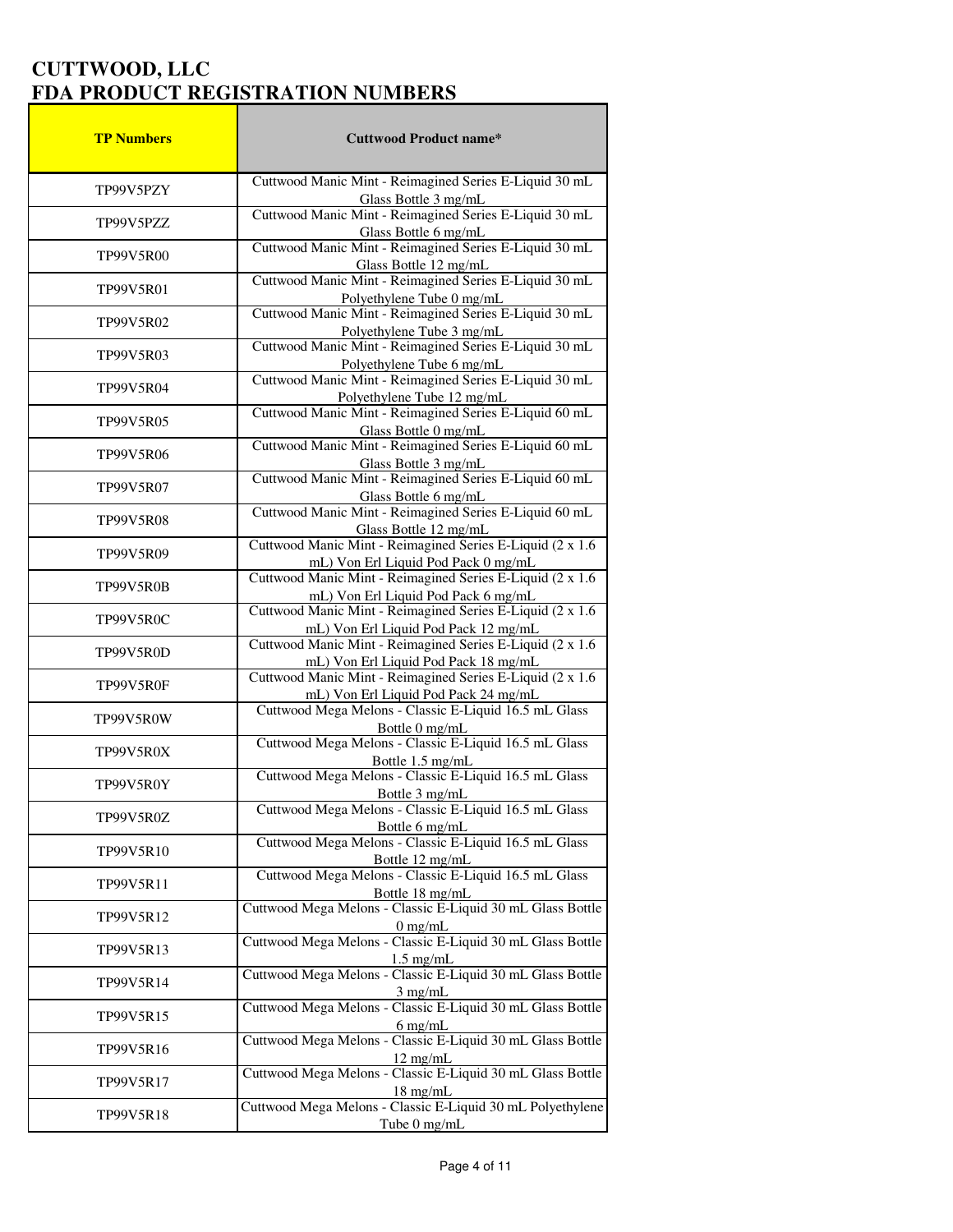# CUTTWOOD, LLC
# FDA PRODUCT REGISTRATION NUMBERS

| TP Numbers | Cuttwood Product name* |
| --- | --- |
| TP99V5PZY | Cuttwood Manic Mint - Reimagined Series E-Liquid 30 mL Glass Bottle 3 mg/mL |
| TP99V5PZZ | Cuttwood Manic Mint - Reimagined Series E-Liquid 30 mL Glass Bottle 6 mg/mL |
| TP99V5R00 | Cuttwood Manic Mint - Reimagined Series E-Liquid 30 mL Glass Bottle 12 mg/mL |
| TP99V5R01 | Cuttwood Manic Mint - Reimagined Series E-Liquid 30 mL Polyethylene Tube 0 mg/mL |
| TP99V5R02 | Cuttwood Manic Mint - Reimagined Series E-Liquid 30 mL Polyethylene Tube 3 mg/mL |
| TP99V5R03 | Cuttwood Manic Mint - Reimagined Series E-Liquid 30 mL Polyethylene Tube 6 mg/mL |
| TP99V5R04 | Cuttwood Manic Mint - Reimagined Series E-Liquid 30 mL Polyethylene Tube 12 mg/mL |
| TP99V5R05 | Cuttwood Manic Mint - Reimagined Series E-Liquid 60 mL Glass Bottle 0 mg/mL |
| TP99V5R06 | Cuttwood Manic Mint - Reimagined Series E-Liquid 60 mL Glass Bottle 3 mg/mL |
| TP99V5R07 | Cuttwood Manic Mint - Reimagined Series E-Liquid 60 mL Glass Bottle 6 mg/mL |
| TP99V5R08 | Cuttwood Manic Mint - Reimagined Series E-Liquid 60 mL Glass Bottle 12 mg/mL |
| TP99V5R09 | Cuttwood Manic Mint - Reimagined Series E-Liquid (2 x 1.6 mL) Von Erl Liquid Pod Pack 0 mg/mL |
| TP99V5R0B | Cuttwood Manic Mint - Reimagined Series E-Liquid (2 x 1.6 mL) Von Erl Liquid Pod Pack 6 mg/mL |
| TP99V5R0C | Cuttwood Manic Mint - Reimagined Series E-Liquid (2 x 1.6 mL) Von Erl Liquid Pod Pack 12 mg/mL |
| TP99V5R0D | Cuttwood Manic Mint - Reimagined Series E-Liquid (2 x 1.6 mL) Von Erl Liquid Pod Pack 18 mg/mL |
| TP99V5R0F | Cuttwood Manic Mint - Reimagined Series E-Liquid (2 x 1.6 mL) Von Erl Liquid Pod Pack 24 mg/mL |
| TP99V5R0W | Cuttwood Mega Melons - Classic E-Liquid 16.5 mL Glass Bottle 0 mg/mL |
| TP99V5R0X | Cuttwood Mega Melons - Classic E-Liquid 16.5 mL Glass Bottle 1.5 mg/mL |
| TP99V5R0Y | Cuttwood Mega Melons - Classic E-Liquid 16.5 mL Glass Bottle 3 mg/mL |
| TP99V5R0Z | Cuttwood Mega Melons - Classic E-Liquid 16.5 mL Glass Bottle 6 mg/mL |
| TP99V5R10 | Cuttwood Mega Melons - Classic E-Liquid 16.5 mL Glass Bottle 12 mg/mL |
| TP99V5R11 | Cuttwood Mega Melons - Classic E-Liquid 16.5 mL Glass Bottle 18 mg/mL |
| TP99V5R12 | Cuttwood Mega Melons - Classic E-Liquid 30 mL Glass Bottle 0 mg/mL |
| TP99V5R13 | Cuttwood Mega Melons - Classic E-Liquid 30 mL Glass Bottle 1.5 mg/mL |
| TP99V5R14 | Cuttwood Mega Melons - Classic E-Liquid 30 mL Glass Bottle 3 mg/mL |
| TP99V5R15 | Cuttwood Mega Melons - Classic E-Liquid 30 mL Glass Bottle 6 mg/mL |
| TP99V5R16 | Cuttwood Mega Melons - Classic E-Liquid 30 mL Glass Bottle 12 mg/mL |
| TP99V5R17 | Cuttwood Mega Melons - Classic E-Liquid 30 mL Glass Bottle 18 mg/mL |
| TP99V5R18 | Cuttwood Mega Melons - Classic E-Liquid 30 mL Polyethylene Tube 0 mg/mL |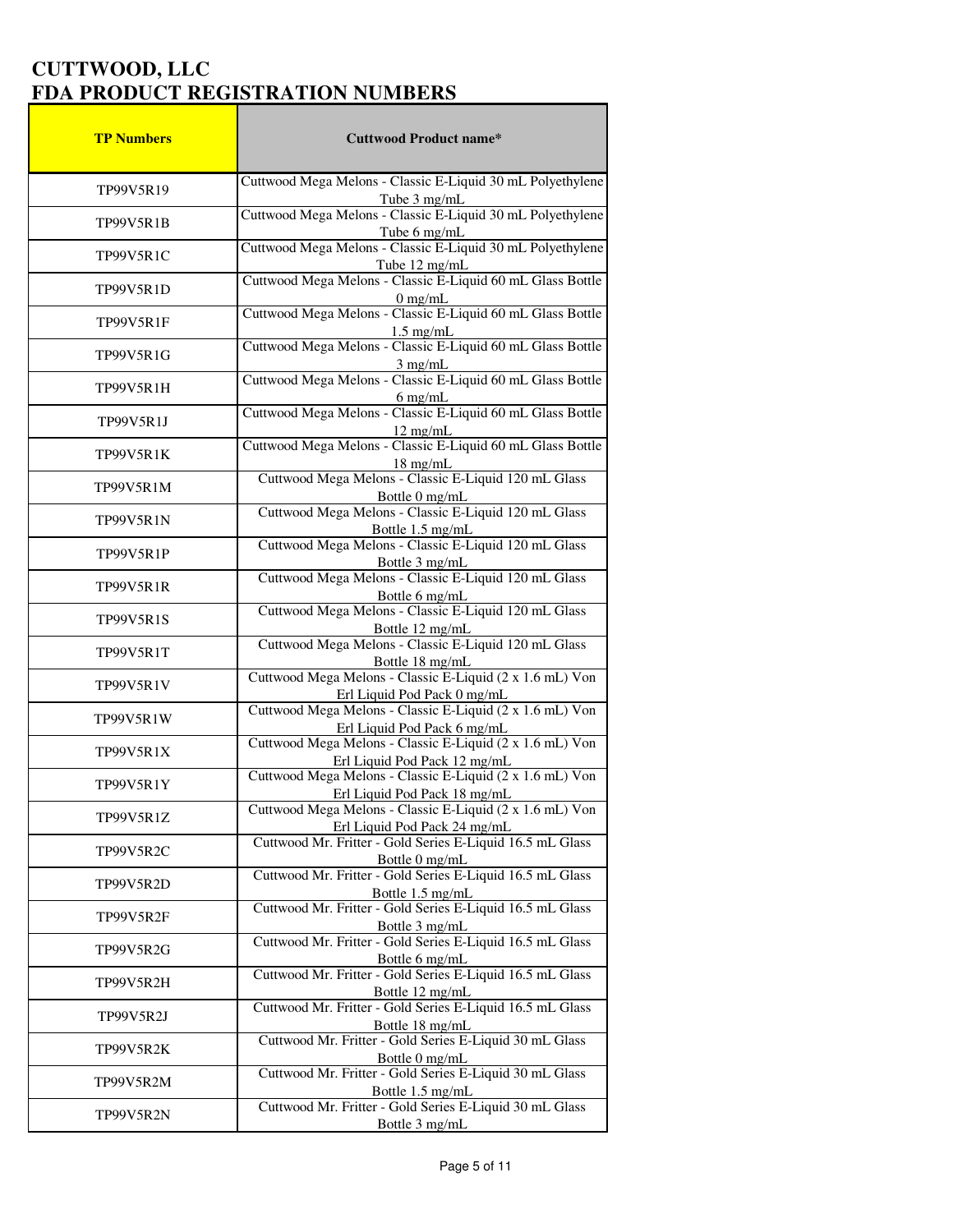# CUTTWOOD, LLC
# FDA PRODUCT REGISTRATION NUMBERS

| TP Numbers | Cuttwood Product name* |
|---|---|
| TP99V5R19 | Cuttwood Mega Melons - Classic E-Liquid 30 mL Polyethylene Tube 3 mg/mL |
| TP99V5R1B | Cuttwood Mega Melons - Classic E-Liquid 30 mL Polyethylene Tube 6 mg/mL |
| TP99V5R1C | Cuttwood Mega Melons - Classic E-Liquid 30 mL Polyethylene Tube 12 mg/mL |
| TP99V5R1D | Cuttwood Mega Melons - Classic E-Liquid 60 mL Glass Bottle 0 mg/mL |
| TP99V5R1F | Cuttwood Mega Melons - Classic E-Liquid 60 mL Glass Bottle 1.5 mg/mL |
| TP99V5R1G | Cuttwood Mega Melons - Classic E-Liquid 60 mL Glass Bottle 3 mg/mL |
| TP99V5R1H | Cuttwood Mega Melons - Classic E-Liquid 60 mL Glass Bottle 6 mg/mL |
| TP99V5R1J | Cuttwood Mega Melons - Classic E-Liquid 60 mL Glass Bottle 12 mg/mL |
| TP99V5R1K | Cuttwood Mega Melons - Classic E-Liquid 60 mL Glass Bottle 18 mg/mL |
| TP99V5R1M | Cuttwood Mega Melons - Classic E-Liquid 120 mL Glass Bottle 0 mg/mL |
| TP99V5R1N | Cuttwood Mega Melons - Classic E-Liquid 120 mL Glass Bottle 1.5 mg/mL |
| TP99V5R1P | Cuttwood Mega Melons - Classic E-Liquid 120 mL Glass Bottle 3 mg/mL |
| TP99V5R1R | Cuttwood Mega Melons - Classic E-Liquid 120 mL Glass Bottle 6 mg/mL |
| TP99V5R1S | Cuttwood Mega Melons - Classic E-Liquid 120 mL Glass Bottle 12 mg/mL |
| TP99V5R1T | Cuttwood Mega Melons - Classic E-Liquid 120 mL Glass Bottle 18 mg/mL |
| TP99V5R1V | Cuttwood Mega Melons - Classic E-Liquid (2 x 1.6 mL) Von Erl Liquid Pod Pack 0 mg/mL |
| TP99V5R1W | Cuttwood Mega Melons - Classic E-Liquid (2 x 1.6 mL) Von Erl Liquid Pod Pack 6 mg/mL |
| TP99V5R1X | Cuttwood Mega Melons - Classic E-Liquid (2 x 1.6 mL) Von Erl Liquid Pod Pack 12 mg/mL |
| TP99V5R1Y | Cuttwood Mega Melons - Classic E-Liquid (2 x 1.6 mL) Von Erl Liquid Pod Pack 18 mg/mL |
| TP99V5R1Z | Cuttwood Mega Melons - Classic E-Liquid (2 x 1.6 mL) Von Erl Liquid Pod Pack 24 mg/mL |
| TP99V5R2C | Cuttwood Mr. Fritter - Gold Series E-Liquid 16.5 mL Glass Bottle 0 mg/mL |
| TP99V5R2D | Cuttwood Mr. Fritter - Gold Series E-Liquid 16.5 mL Glass Bottle 1.5 mg/mL |
| TP99V5R2F | Cuttwood Mr. Fritter - Gold Series E-Liquid 16.5 mL Glass Bottle 3 mg/mL |
| TP99V5R2G | Cuttwood Mr. Fritter - Gold Series E-Liquid 16.5 mL Glass Bottle 6 mg/mL |
| TP99V5R2H | Cuttwood Mr. Fritter - Gold Series E-Liquid 16.5 mL Glass Bottle 12 mg/mL |
| TP99V5R2J | Cuttwood Mr. Fritter - Gold Series E-Liquid 16.5 mL Glass Bottle 18 mg/mL |
| TP99V5R2K | Cuttwood Mr. Fritter - Gold Series E-Liquid 30 mL Glass Bottle 0 mg/mL |
| TP99V5R2M | Cuttwood Mr. Fritter - Gold Series E-Liquid 30 mL Glass Bottle 1.5 mg/mL |
| TP99V5R2N | Cuttwood Mr. Fritter - Gold Series E-Liquid 30 mL Glass Bottle 3 mg/mL |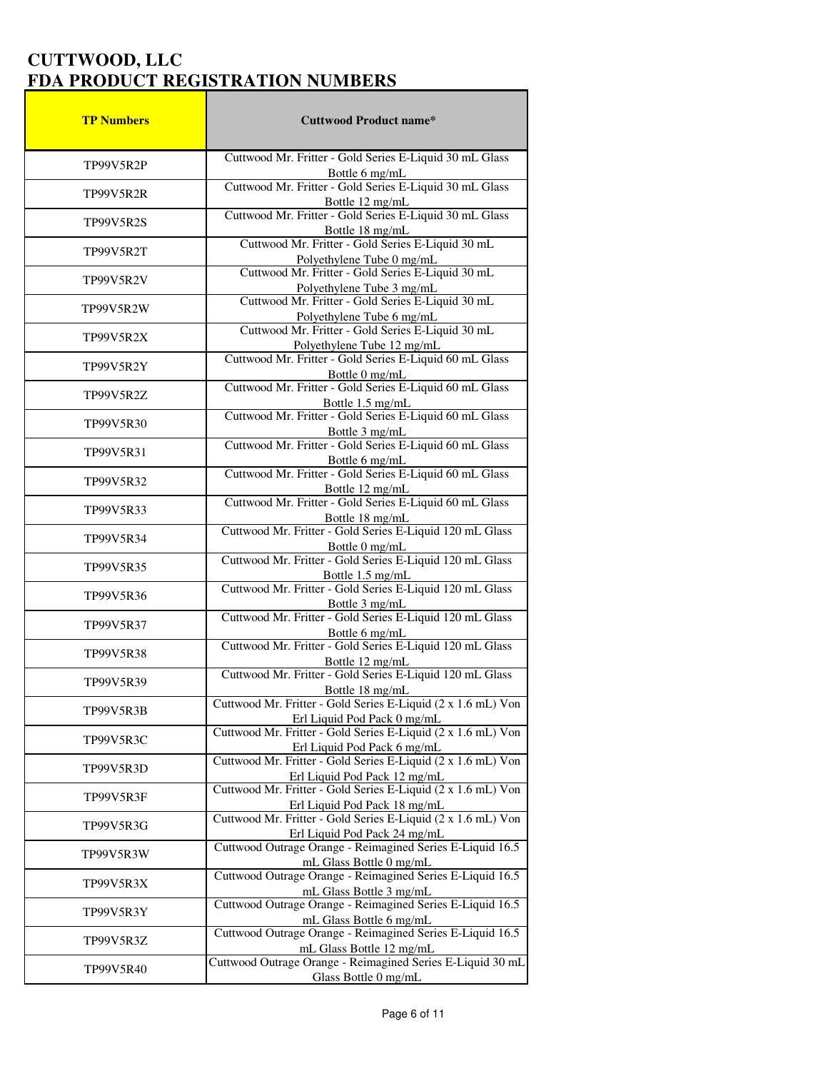# CUTTWOOD, LLC
# FDA PRODUCT REGISTRATION NUMBERS

| TP Numbers | Cuttwood Product name* |
|---|---|
| TP99V5R2P | Cuttwood Mr. Fritter - Gold Series E-Liquid 30 mL Glass Bottle 6 mg/mL |
| TP99V5R2R | Cuttwood Mr. Fritter - Gold Series E-Liquid 30 mL Glass Bottle 12 mg/mL |
| TP99V5R2S | Cuttwood Mr. Fritter - Gold Series E-Liquid 30 mL Glass Bottle 18 mg/mL |
| TP99V5R2T | Cuttwood Mr. Fritter - Gold Series E-Liquid 30 mL Polyethylene Tube 0 mg/mL |
| TP99V5R2V | Cuttwood Mr. Fritter - Gold Series E-Liquid 30 mL Polyethylene Tube 3 mg/mL |
| TP99V5R2W | Cuttwood Mr. Fritter - Gold Series E-Liquid 30 mL Polyethylene Tube 6 mg/mL |
| TP99V5R2X | Cuttwood Mr. Fritter - Gold Series E-Liquid 30 mL Polyethylene Tube 12 mg/mL |
| TP99V5R2Y | Cuttwood Mr. Fritter - Gold Series E-Liquid 60 mL Glass Bottle 0 mg/mL |
| TP99V5R2Z | Cuttwood Mr. Fritter - Gold Series E-Liquid 60 mL Glass Bottle 1.5 mg/mL |
| TP99V5R30 | Cuttwood Mr. Fritter - Gold Series E-Liquid 60 mL Glass Bottle 3 mg/mL |
| TP99V5R31 | Cuttwood Mr. Fritter - Gold Series E-Liquid 60 mL Glass Bottle 6 mg/mL |
| TP99V5R32 | Cuttwood Mr. Fritter - Gold Series E-Liquid 60 mL Glass Bottle 12 mg/mL |
| TP99V5R33 | Cuttwood Mr. Fritter - Gold Series E-Liquid 60 mL Glass Bottle 18 mg/mL |
| TP99V5R34 | Cuttwood Mr. Fritter - Gold Series E-Liquid 120 mL Glass Bottle 0 mg/mL |
| TP99V5R35 | Cuttwood Mr. Fritter - Gold Series E-Liquid 120 mL Glass Bottle 1.5 mg/mL |
| TP99V5R36 | Cuttwood Mr. Fritter - Gold Series E-Liquid 120 mL Glass Bottle 3 mg/mL |
| TP99V5R37 | Cuttwood Mr. Fritter - Gold Series E-Liquid 120 mL Glass Bottle 6 mg/mL |
| TP99V5R38 | Cuttwood Mr. Fritter - Gold Series E-Liquid 120 mL Glass Bottle 12 mg/mL |
| TP99V5R39 | Cuttwood Mr. Fritter - Gold Series E-Liquid 120 mL Glass Bottle 18 mg/mL |
| TP99V5R3B | Cuttwood Mr. Fritter - Gold Series E-Liquid (2 x 1.6 mL) Von Erl Liquid Pod Pack 0 mg/mL |
| TP99V5R3C | Cuttwood Mr. Fritter - Gold Series E-Liquid (2 x 1.6 mL) Von Erl Liquid Pod Pack 6 mg/mL |
| TP99V5R3D | Cuttwood Mr. Fritter - Gold Series E-Liquid (2 x 1.6 mL) Von Erl Liquid Pod Pack 12 mg/mL |
| TP99V5R3F | Cuttwood Mr. Fritter - Gold Series E-Liquid (2 x 1.6 mL) Von Erl Liquid Pod Pack 18 mg/mL |
| TP99V5R3G | Cuttwood Mr. Fritter - Gold Series E-Liquid (2 x 1.6 mL) Von Erl Liquid Pod Pack 24 mg/mL |
| TP99V5R3W | Cuttwood Outrage Orange - Reimagined Series E-Liquid 16.5 mL Glass Bottle 0 mg/mL |
| TP99V5R3X | Cuttwood Outrage Orange - Reimagined Series E-Liquid 16.5 mL Glass Bottle 3 mg/mL |
| TP99V5R3Y | Cuttwood Outrage Orange - Reimagined Series E-Liquid 16.5 mL Glass Bottle 6 mg/mL |
| TP99V5R3Z | Cuttwood Outrage Orange - Reimagined Series E-Liquid 16.5 mL Glass Bottle 12 mg/mL |
| TP99V5R40 | Cuttwood Outrage Orange - Reimagined Series E-Liquid 30 mL Glass Bottle 0 mg/mL |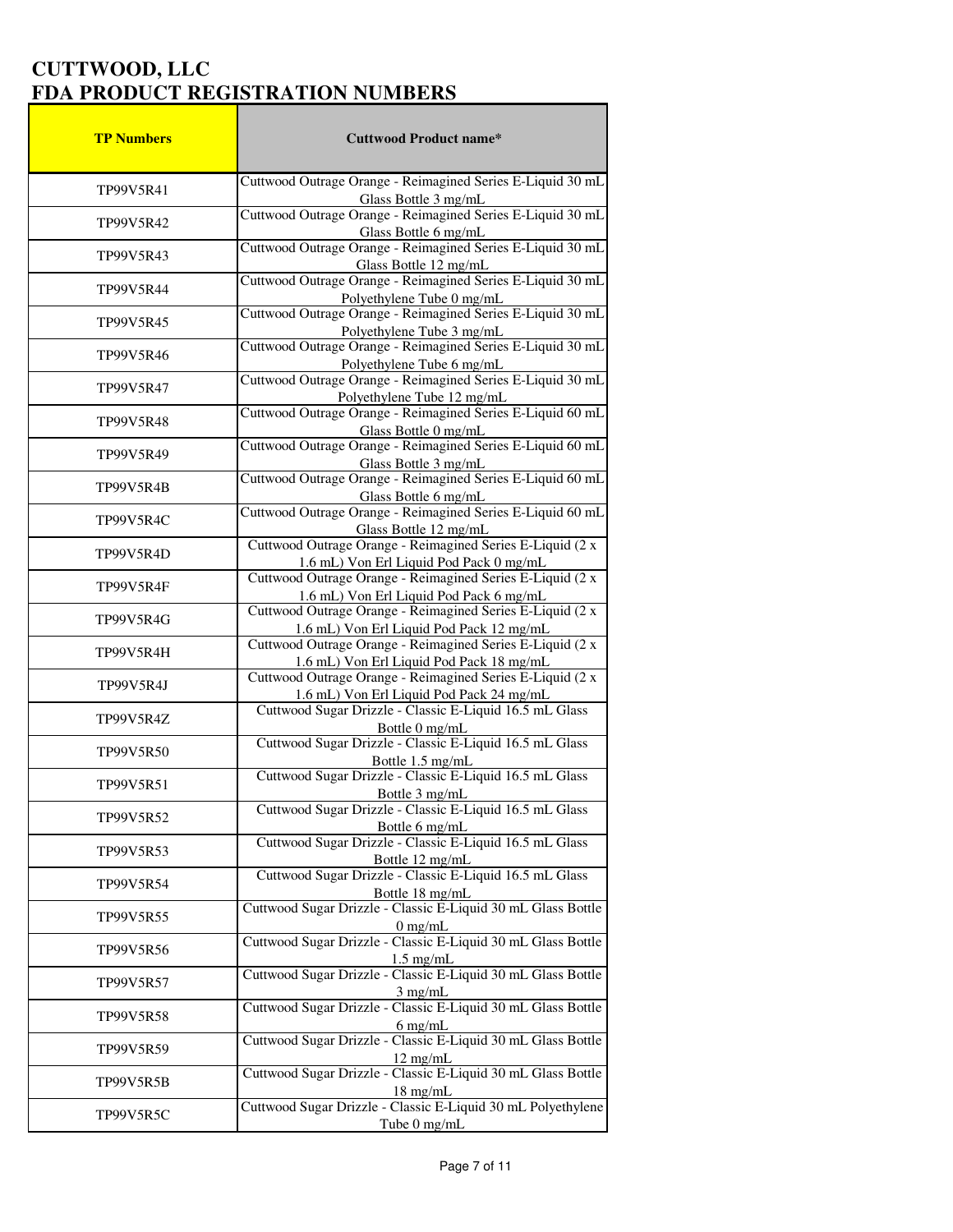# CUTTWOOD, LLC
# FDA PRODUCT REGISTRATION NUMBERS

| TP Numbers | Cuttwood Product name* |
|---|---|
| TP99V5R41 | Cuttwood Outrage Orange - Reimagined Series E-Liquid 30 mL Glass Bottle 3 mg/mL |
| TP99V5R42 | Cuttwood Outrage Orange - Reimagined Series E-Liquid 30 mL Glass Bottle 6 mg/mL |
| TP99V5R43 | Cuttwood Outrage Orange - Reimagined Series E-Liquid 30 mL Glass Bottle 12 mg/mL |
| TP99V5R44 | Cuttwood Outrage Orange - Reimagined Series E-Liquid 30 mL Polyethylene Tube 0 mg/mL |
| TP99V5R45 | Cuttwood Outrage Orange - Reimagined Series E-Liquid 30 mL Polyethylene Tube 3 mg/mL |
| TP99V5R46 | Cuttwood Outrage Orange - Reimagined Series E-Liquid 30 mL Polyethylene Tube 6 mg/mL |
| TP99V5R47 | Cuttwood Outrage Orange - Reimagined Series E-Liquid 30 mL Polyethylene Tube 12 mg/mL |
| TP99V5R48 | Cuttwood Outrage Orange - Reimagined Series E-Liquid 60 mL Glass Bottle 0 mg/mL |
| TP99V5R49 | Cuttwood Outrage Orange - Reimagined Series E-Liquid 60 mL Glass Bottle 3 mg/mL |
| TP99V5R4B | Cuttwood Outrage Orange - Reimagined Series E-Liquid 60 mL Glass Bottle 6 mg/mL |
| TP99V5R4C | Cuttwood Outrage Orange - Reimagined Series E-Liquid 60 mL Glass Bottle 12 mg/mL |
| TP99V5R4D | Cuttwood Outrage Orange - Reimagined Series E-Liquid (2 x 1.6 mL) Von Erl Liquid Pod Pack 0 mg/mL |
| TP99V5R4F | Cuttwood Outrage Orange - Reimagined Series E-Liquid (2 x 1.6 mL) Von Erl Liquid Pod Pack 6 mg/mL |
| TP99V5R4G | Cuttwood Outrage Orange - Reimagined Series E-Liquid (2 x 1.6 mL) Von Erl Liquid Pod Pack 12 mg/mL |
| TP99V5R4H | Cuttwood Outrage Orange - Reimagined Series E-Liquid (2 x 1.6 mL) Von Erl Liquid Pod Pack 18 mg/mL |
| TP99V5R4J | Cuttwood Outrage Orange - Reimagined Series E-Liquid (2 x 1.6 mL) Von Erl Liquid Pod Pack 24 mg/mL |
| TP99V5R4Z | Cuttwood Sugar Drizzle - Classic E-Liquid 16.5 mL Glass Bottle 0 mg/mL |
| TP99V5R50 | Cuttwood Sugar Drizzle - Classic E-Liquid 16.5 mL Glass Bottle 1.5 mg/mL |
| TP99V5R51 | Cuttwood Sugar Drizzle - Classic E-Liquid 16.5 mL Glass Bottle 3 mg/mL |
| TP99V5R52 | Cuttwood Sugar Drizzle - Classic E-Liquid 16.5 mL Glass Bottle 6 mg/mL |
| TP99V5R53 | Cuttwood Sugar Drizzle - Classic E-Liquid 16.5 mL Glass Bottle 12 mg/mL |
| TP99V5R54 | Cuttwood Sugar Drizzle - Classic E-Liquid 16.5 mL Glass Bottle 18 mg/mL |
| TP99V5R55 | Cuttwood Sugar Drizzle - Classic E-Liquid 30 mL Glass Bottle 0 mg/mL |
| TP99V5R56 | Cuttwood Sugar Drizzle - Classic E-Liquid 30 mL Glass Bottle 1.5 mg/mL |
| TP99V5R57 | Cuttwood Sugar Drizzle - Classic E-Liquid 30 mL Glass Bottle 3 mg/mL |
| TP99V5R58 | Cuttwood Sugar Drizzle - Classic E-Liquid 30 mL Glass Bottle 6 mg/mL |
| TP99V5R59 | Cuttwood Sugar Drizzle - Classic E-Liquid 30 mL Glass Bottle 12 mg/mL |
| TP99V5R5B | Cuttwood Sugar Drizzle - Classic E-Liquid 30 mL Glass Bottle 18 mg/mL |
| TP99V5R5C | Cuttwood Sugar Drizzle - Classic E-Liquid 30 mL Polyethylene Tube 0 mg/mL |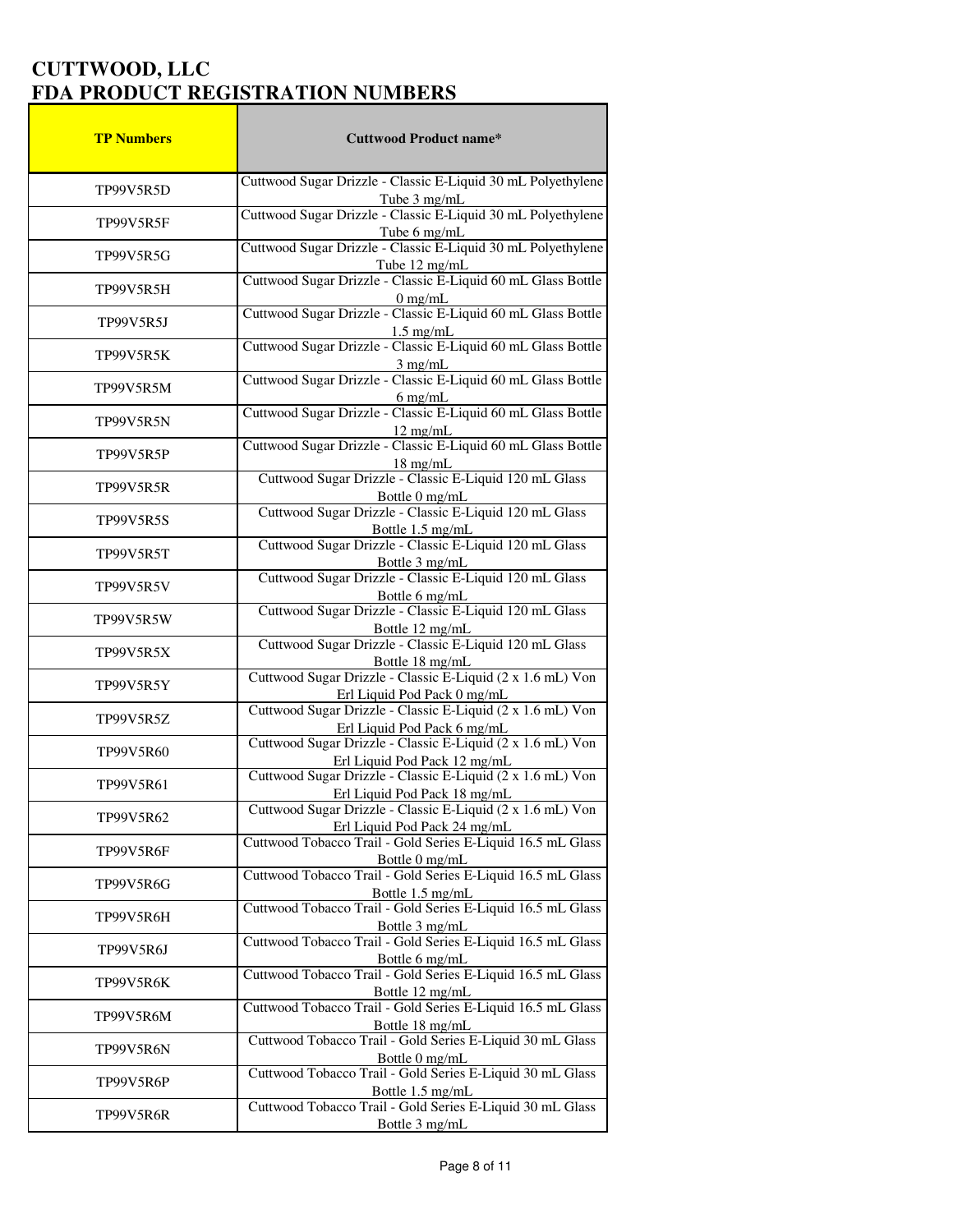# CUTTWOOD, LLC
# FDA PRODUCT REGISTRATION NUMBERS

| TP Numbers | Cuttwood Product name* |
| --- | --- |
| TP99V5R5D | Cuttwood Sugar Drizzle - Classic E-Liquid 30 mL Polyethylene Tube 3 mg/mL |
| TP99V5R5F | Cuttwood Sugar Drizzle - Classic E-Liquid 30 mL Polyethylene Tube 6 mg/mL |
| TP99V5R5G | Cuttwood Sugar Drizzle - Classic E-Liquid 30 mL Polyethylene Tube 12 mg/mL |
| TP99V5R5H | Cuttwood Sugar Drizzle - Classic E-Liquid 60 mL Glass Bottle 0 mg/mL |
| TP99V5R5J | Cuttwood Sugar Drizzle - Classic E-Liquid 60 mL Glass Bottle 1.5 mg/mL |
| TP99V5R5K | Cuttwood Sugar Drizzle - Classic E-Liquid 60 mL Glass Bottle 3 mg/mL |
| TP99V5R5M | Cuttwood Sugar Drizzle - Classic E-Liquid 60 mL Glass Bottle 6 mg/mL |
| TP99V5R5N | Cuttwood Sugar Drizzle - Classic E-Liquid 60 mL Glass Bottle 12 mg/mL |
| TP99V5R5P | Cuttwood Sugar Drizzle - Classic E-Liquid 60 mL Glass Bottle 18 mg/mL |
| TP99V5R5R | Cuttwood Sugar Drizzle - Classic E-Liquid 120 mL Glass Bottle 0 mg/mL |
| TP99V5R5S | Cuttwood Sugar Drizzle - Classic E-Liquid 120 mL Glass Bottle 1.5 mg/mL |
| TP99V5R5T | Cuttwood Sugar Drizzle - Classic E-Liquid 120 mL Glass Bottle 3 mg/mL |
| TP99V5R5V | Cuttwood Sugar Drizzle - Classic E-Liquid 120 mL Glass Bottle 6 mg/mL |
| TP99V5R5W | Cuttwood Sugar Drizzle - Classic E-Liquid 120 mL Glass Bottle 12 mg/mL |
| TP99V5R5X | Cuttwood Sugar Drizzle - Classic E-Liquid 120 mL Glass Bottle 18 mg/mL |
| TP99V5R5Y | Cuttwood Sugar Drizzle - Classic E-Liquid (2 x 1.6 mL) Von Erl Liquid Pod Pack 0 mg/mL |
| TP99V5R5Z | Cuttwood Sugar Drizzle - Classic E-Liquid (2 x 1.6 mL) Von Erl Liquid Pod Pack 6 mg/mL |
| TP99V5R60 | Cuttwood Sugar Drizzle - Classic E-Liquid (2 x 1.6 mL) Von Erl Liquid Pod Pack 12 mg/mL |
| TP99V5R61 | Cuttwood Sugar Drizzle - Classic E-Liquid (2 x 1.6 mL) Von Erl Liquid Pod Pack 18 mg/mL |
| TP99V5R62 | Cuttwood Sugar Drizzle - Classic E-Liquid (2 x 1.6 mL) Von Erl Liquid Pod Pack 24 mg/mL |
| TP99V5R6F | Cuttwood Tobacco Trail - Gold Series E-Liquid 16.5 mL Glass Bottle 0 mg/mL |
| TP99V5R6G | Cuttwood Tobacco Trail - Gold Series E-Liquid 16.5 mL Glass Bottle 1.5 mg/mL |
| TP99V5R6H | Cuttwood Tobacco Trail - Gold Series E-Liquid 16.5 mL Glass Bottle 3 mg/mL |
| TP99V5R6J | Cuttwood Tobacco Trail - Gold Series E-Liquid 16.5 mL Glass Bottle 6 mg/mL |
| TP99V5R6K | Cuttwood Tobacco Trail - Gold Series E-Liquid 16.5 mL Glass Bottle 12 mg/mL |
| TP99V5R6M | Cuttwood Tobacco Trail - Gold Series E-Liquid 16.5 mL Glass Bottle 18 mg/mL |
| TP99V5R6N | Cuttwood Tobacco Trail - Gold Series E-Liquid 30 mL Glass Bottle 0 mg/mL |
| TP99V5R6P | Cuttwood Tobacco Trail - Gold Series E-Liquid 30 mL Glass Bottle 1.5 mg/mL |
| TP99V5R6R | Cuttwood Tobacco Trail - Gold Series E-Liquid 30 mL Glass Bottle 3 mg/mL |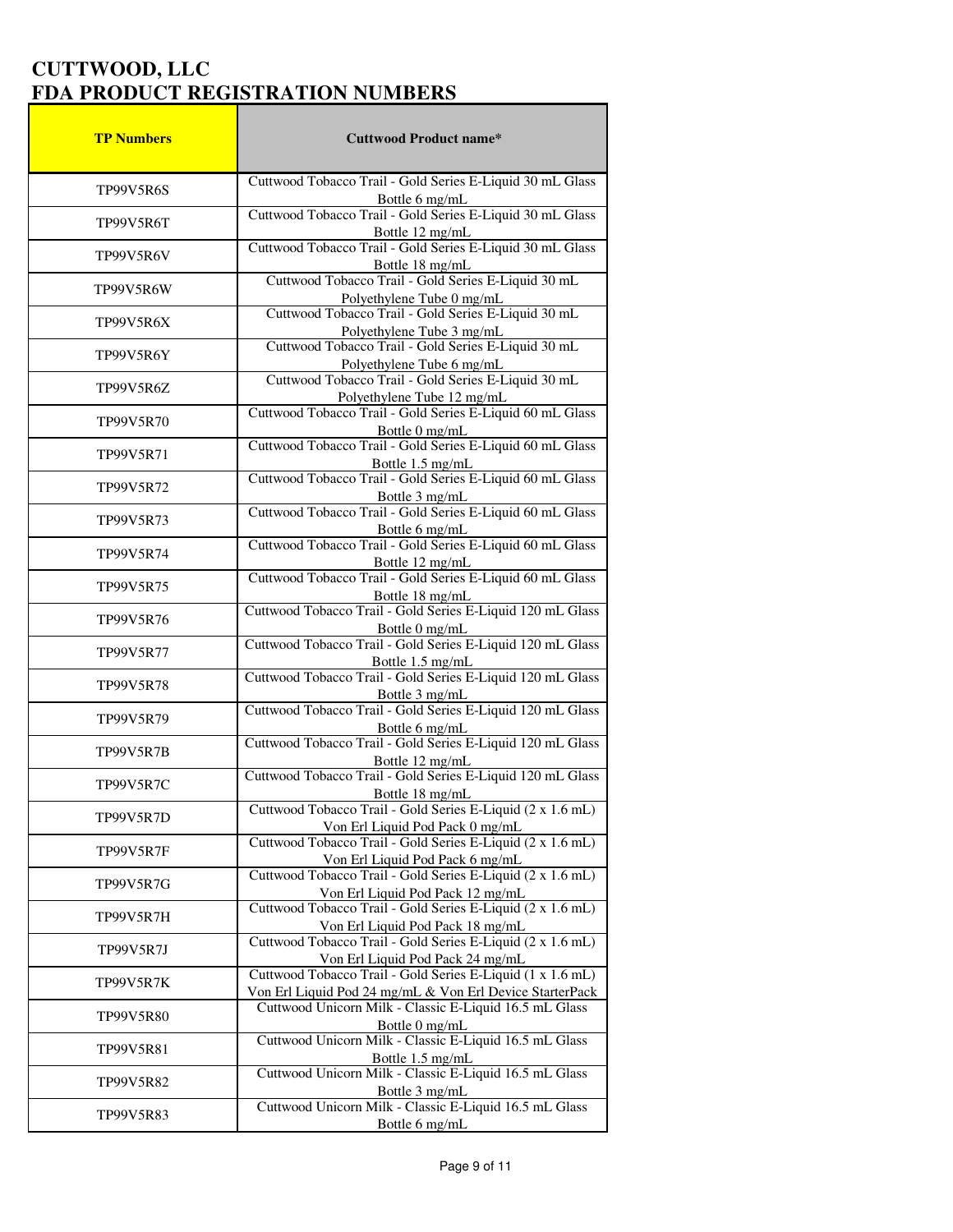# CUTTWOOD, LLC
# FDA PRODUCT REGISTRATION NUMBERS

| TP Numbers | Cuttwood Product name* |
|---|---|
| TP99V5R6S | Cuttwood Tobacco Trail - Gold Series E-Liquid 30 mL Glass Bottle 6 mg/mL |
| TP99V5R6T | Cuttwood Tobacco Trail - Gold Series E-Liquid 30 mL Glass Bottle 12 mg/mL |
| TP99V5R6V | Cuttwood Tobacco Trail - Gold Series E-Liquid 30 mL Glass Bottle 18 mg/mL |
| TP99V5R6W | Cuttwood Tobacco Trail - Gold Series E-Liquid 30 mL Polyethylene Tube 0 mg/mL |
| TP99V5R6X | Cuttwood Tobacco Trail - Gold Series E-Liquid 30 mL Polyethylene Tube 3 mg/mL |
| TP99V5R6Y | Cuttwood Tobacco Trail - Gold Series E-Liquid 30 mL Polyethylene Tube 6 mg/mL |
| TP99V5R6Z | Cuttwood Tobacco Trail - Gold Series E-Liquid 30 mL Polyethylene Tube 12 mg/mL |
| TP99V5R70 | Cuttwood Tobacco Trail - Gold Series E-Liquid 60 mL Glass Bottle 0 mg/mL |
| TP99V5R71 | Cuttwood Tobacco Trail - Gold Series E-Liquid 60 mL Glass Bottle 1.5 mg/mL |
| TP99V5R72 | Cuttwood Tobacco Trail - Gold Series E-Liquid 60 mL Glass Bottle 3 mg/mL |
| TP99V5R73 | Cuttwood Tobacco Trail - Gold Series E-Liquid 60 mL Glass Bottle 6 mg/mL |
| TP99V5R74 | Cuttwood Tobacco Trail - Gold Series E-Liquid 60 mL Glass Bottle 12 mg/mL |
| TP99V5R75 | Cuttwood Tobacco Trail - Gold Series E-Liquid 60 mL Glass Bottle 18 mg/mL |
| TP99V5R76 | Cuttwood Tobacco Trail - Gold Series E-Liquid 120 mL Glass Bottle 0 mg/mL |
| TP99V5R77 | Cuttwood Tobacco Trail - Gold Series E-Liquid 120 mL Glass Bottle 1.5 mg/mL |
| TP99V5R78 | Cuttwood Tobacco Trail - Gold Series E-Liquid 120 mL Glass Bottle 3 mg/mL |
| TP99V5R79 | Cuttwood Tobacco Trail - Gold Series E-Liquid 120 mL Glass Bottle 6 mg/mL |
| TP99V5R7B | Cuttwood Tobacco Trail - Gold Series E-Liquid 120 mL Glass Bottle 12 mg/mL |
| TP99V5R7C | Cuttwood Tobacco Trail - Gold Series E-Liquid 120 mL Glass Bottle 18 mg/mL |
| TP99V5R7D | Cuttwood Tobacco Trail - Gold Series E-Liquid (2 x 1.6 mL) Von Erl Liquid Pod Pack 0 mg/mL |
| TP99V5R7F | Cuttwood Tobacco Trail - Gold Series E-Liquid (2 x 1.6 mL) Von Erl Liquid Pod Pack 6 mg/mL |
| TP99V5R7G | Cuttwood Tobacco Trail - Gold Series E-Liquid (2 x 1.6 mL) Von Erl Liquid Pod Pack 12 mg/mL |
| TP99V5R7H | Cuttwood Tobacco Trail - Gold Series E-Liquid (2 x 1.6 mL) Von Erl Liquid Pod Pack 18 mg/mL |
| TP99V5R7J | Cuttwood Tobacco Trail - Gold Series E-Liquid (2 x 1.6 mL) Von Erl Liquid Pod Pack 24 mg/mL |
| TP99V5R7K | Cuttwood Tobacco Trail - Gold Series E-Liquid (1 x 1.6 mL) Von Erl Liquid Pod 24 mg/mL & Von Erl Device StarterPack |
| TP99V5R80 | Cuttwood Unicorn Milk - Classic E-Liquid 16.5 mL Glass Bottle 0 mg/mL |
| TP99V5R81 | Cuttwood Unicorn Milk - Classic E-Liquid 16.5 mL Glass Bottle 1.5 mg/mL |
| TP99V5R82 | Cuttwood Unicorn Milk - Classic E-Liquid 16.5 mL Glass Bottle 3 mg/mL |
| TP99V5R83 | Cuttwood Unicorn Milk - Classic E-Liquid 16.5 mL Glass Bottle 6 mg/mL |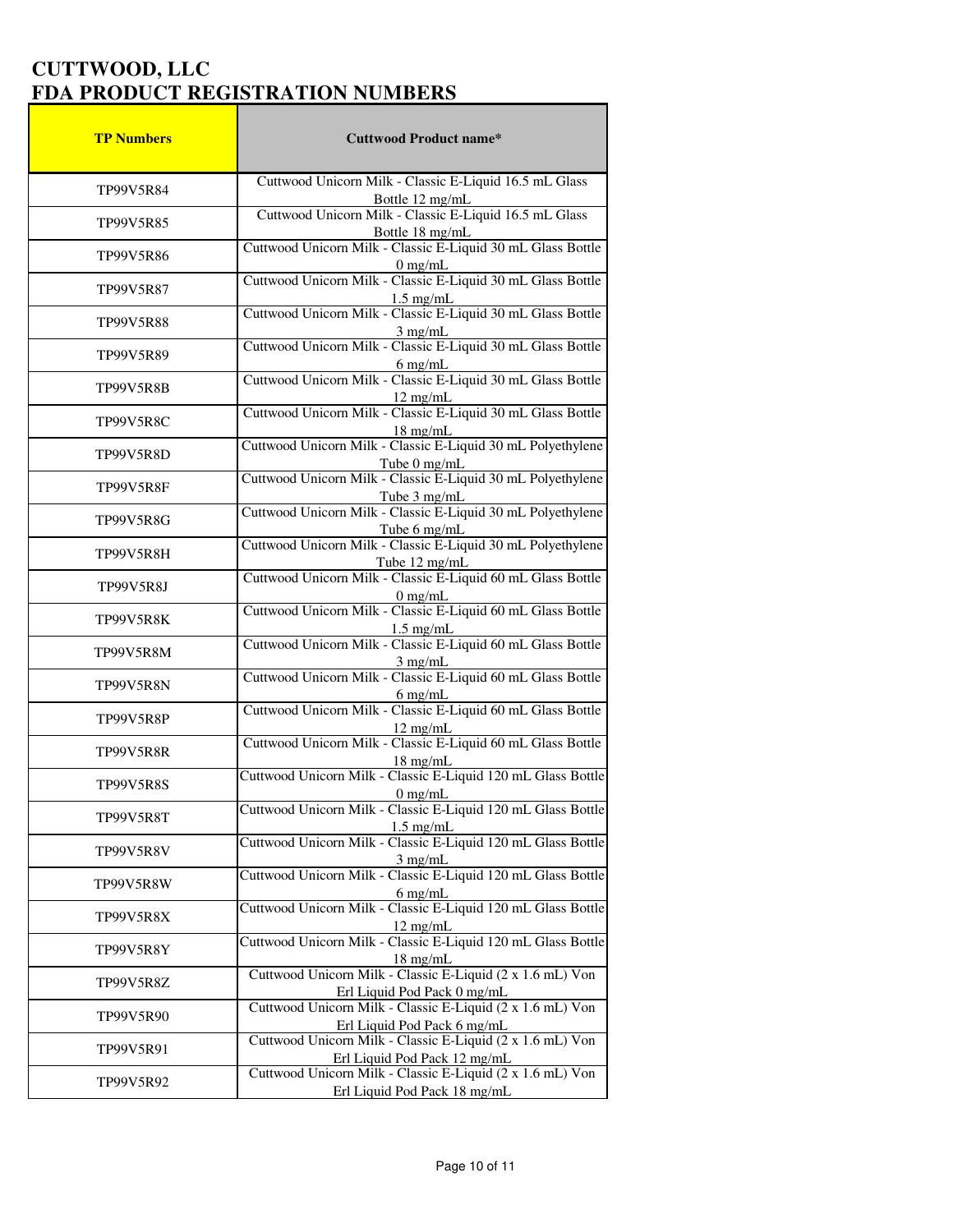# CUTTWOOD, LLC
# FDA PRODUCT REGISTRATION NUMBERS

| TP Numbers | Cuttwood Product name* |
|---|---|
| TP99V5R84 | Cuttwood Unicorn Milk - Classic E-Liquid 16.5 mL Glass Bottle 12 mg/mL |
| TP99V5R85 | Cuttwood Unicorn Milk - Classic E-Liquid 16.5 mL Glass Bottle 18 mg/mL |
| TP99V5R86 | Cuttwood Unicorn Milk - Classic E-Liquid 30 mL Glass Bottle 0 mg/mL |
| TP99V5R87 | Cuttwood Unicorn Milk - Classic E-Liquid 30 mL Glass Bottle 1.5 mg/mL |
| TP99V5R88 | Cuttwood Unicorn Milk - Classic E-Liquid 30 mL Glass Bottle 3 mg/mL |
| TP99V5R89 | Cuttwood Unicorn Milk - Classic E-Liquid 30 mL Glass Bottle 6 mg/mL |
| TP99V5R8B | Cuttwood Unicorn Milk - Classic E-Liquid 30 mL Glass Bottle 12 mg/mL |
| TP99V5R8C | Cuttwood Unicorn Milk - Classic E-Liquid 30 mL Glass Bottle 18 mg/mL |
| TP99V5R8D | Cuttwood Unicorn Milk - Classic E-Liquid 30 mL Polyethylene Tube 0 mg/mL |
| TP99V5R8F | Cuttwood Unicorn Milk - Classic E-Liquid 30 mL Polyethylene Tube 3 mg/mL |
| TP99V5R8G | Cuttwood Unicorn Milk - Classic E-Liquid 30 mL Polyethylene Tube 6 mg/mL |
| TP99V5R8H | Cuttwood Unicorn Milk - Classic E-Liquid 30 mL Polyethylene Tube 12 mg/mL |
| TP99V5R8J | Cuttwood Unicorn Milk - Classic E-Liquid 60 mL Glass Bottle 0 mg/mL |
| TP99V5R8K | Cuttwood Unicorn Milk - Classic E-Liquid 60 mL Glass Bottle 1.5 mg/mL |
| TP99V5R8M | Cuttwood Unicorn Milk - Classic E-Liquid 60 mL Glass Bottle 3 mg/mL |
| TP99V5R8N | Cuttwood Unicorn Milk - Classic E-Liquid 60 mL Glass Bottle 6 mg/mL |
| TP99V5R8P | Cuttwood Unicorn Milk - Classic E-Liquid 60 mL Glass Bottle 12 mg/mL |
| TP99V5R8R | Cuttwood Unicorn Milk - Classic E-Liquid 60 mL Glass Bottle 18 mg/mL |
| TP99V5R8S | Cuttwood Unicorn Milk - Classic E-Liquid 120 mL Glass Bottle 0 mg/mL |
| TP99V5R8T | Cuttwood Unicorn Milk - Classic E-Liquid 120 mL Glass Bottle 1.5 mg/mL |
| TP99V5R8V | Cuttwood Unicorn Milk - Classic E-Liquid 120 mL Glass Bottle 3 mg/mL |
| TP99V5R8W | Cuttwood Unicorn Milk - Classic E-Liquid 120 mL Glass Bottle 6 mg/mL |
| TP99V5R8X | Cuttwood Unicorn Milk - Classic E-Liquid 120 mL Glass Bottle 12 mg/mL |
| TP99V5R8Y | Cuttwood Unicorn Milk - Classic E-Liquid 120 mL Glass Bottle 18 mg/mL |
| TP99V5R8Z | Cuttwood Unicorn Milk - Classic E-Liquid (2 x 1.6 mL) Von Erl Liquid Pod Pack 0 mg/mL |
| TP99V5R90 | Cuttwood Unicorn Milk - Classic E-Liquid (2 x 1.6 mL) Von Erl Liquid Pod Pack 6 mg/mL |
| TP99V5R91 | Cuttwood Unicorn Milk - Classic E-Liquid (2 x 1.6 mL) Von Erl Liquid Pod Pack 12 mg/mL |
| TP99V5R92 | Cuttwood Unicorn Milk - Classic E-Liquid (2 x 1.6 mL) Von Erl Liquid Pod Pack 18 mg/mL |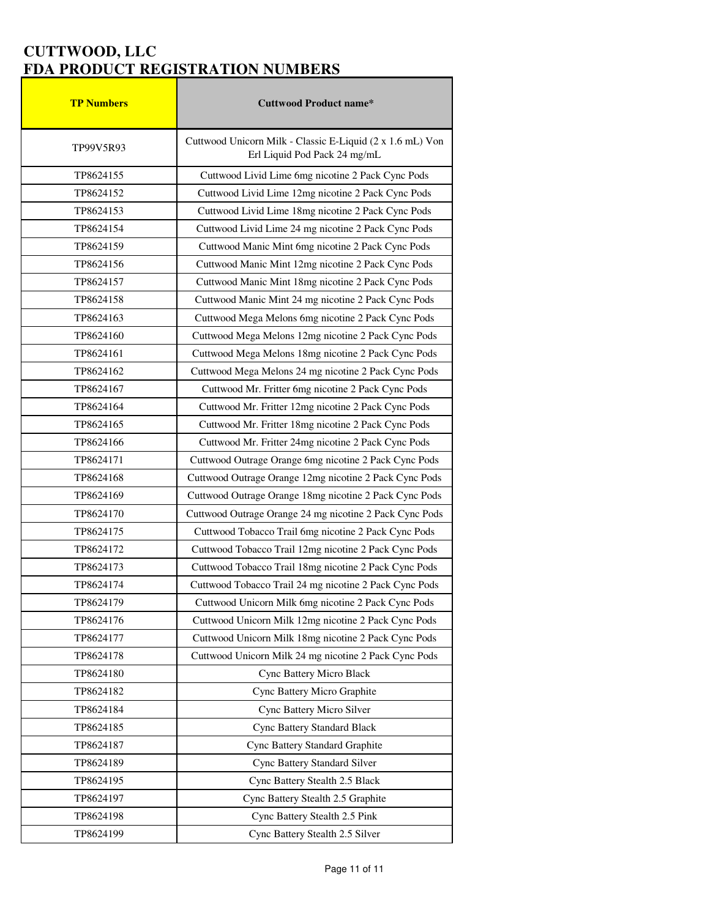# CUTTWOOD, LLC
# FDA PRODUCT REGISTRATION NUMBERS

| TP Numbers | Cuttwood Product name* |
|---|---|
| TP99V5R93 | Cuttwood Unicorn Milk - Classic E-Liquid (2 x 1.6 mL) Von Erl Liquid Pod Pack 24 mg/mL |
| TP8624155 | Cuttwood Livid Lime 6mg nicotine 2 Pack Cync Pods |
| TP8624152 | Cuttwood Livid Lime 12mg nicotine 2 Pack Cync Pods |
| TP8624153 | Cuttwood Livid Lime 18mg nicotine 2 Pack Cync Pods |
| TP8624154 | Cuttwood Livid Lime 24 mg nicotine 2 Pack Cync Pods |
| TP8624159 | Cuttwood Manic Mint 6mg nicotine 2 Pack Cync Pods |
| TP8624156 | Cuttwood Manic Mint 12mg nicotine 2 Pack Cync Pods |
| TP8624157 | Cuttwood Manic Mint 18mg nicotine 2 Pack Cync Pods |
| TP8624158 | Cuttwood Manic Mint 24 mg nicotine 2 Pack Cync Pods |
| TP8624163 | Cuttwood Mega Melons 6mg nicotine 2 Pack Cync Pods |
| TP8624160 | Cuttwood Mega Melons 12mg nicotine 2 Pack Cync Pods |
| TP8624161 | Cuttwood Mega Melons 18mg nicotine 2 Pack Cync Pods |
| TP8624162 | Cuttwood Mega Melons 24 mg nicotine 2 Pack Cync Pods |
| TP8624167 | Cuttwood Mr. Fritter 6mg nicotine 2 Pack Cync Pods |
| TP8624164 | Cuttwood Mr. Fritter 12mg nicotine 2 Pack Cync Pods |
| TP8624165 | Cuttwood Mr. Fritter 18mg nicotine 2 Pack Cync Pods |
| TP8624166 | Cuttwood Mr. Fritter 24mg nicotine 2 Pack Cync Pods |
| TP8624171 | Cuttwood Outrage Orange 6mg nicotine 2 Pack Cync Pods |
| TP8624168 | Cuttwood Outrage Orange 12mg nicotine 2 Pack Cync Pods |
| TP8624169 | Cuttwood Outrage Orange 18mg nicotine 2 Pack Cync Pods |
| TP8624170 | Cuttwood Outrage Orange 24 mg nicotine 2 Pack Cync Pods |
| TP8624175 | Cuttwood Tobacco Trail 6mg nicotine 2 Pack Cync Pods |
| TP8624172 | Cuttwood Tobacco Trail 12mg nicotine 2 Pack Cync Pods |
| TP8624173 | Cuttwood Tobacco Trail 18mg nicotine 2 Pack Cync Pods |
| TP8624174 | Cuttwood Tobacco Trail 24 mg nicotine 2 Pack Cync Pods |
| TP8624179 | Cuttwood Unicorn Milk 6mg nicotine 2 Pack Cync Pods |
| TP8624176 | Cuttwood Unicorn Milk 12mg nicotine 2 Pack Cync Pods |
| TP8624177 | Cuttwood Unicorn Milk 18mg nicotine 2 Pack Cync Pods |
| TP8624178 | Cuttwood Unicorn Milk 24 mg nicotine 2 Pack Cync Pods |
| TP8624180 | Cync Battery Micro Black |
| TP8624182 | Cync Battery Micro Graphite |
| TP8624184 | Cync Battery Micro Silver |
| TP8624185 | Cync Battery Standard Black |
| TP8624187 | Cync Battery Standard Graphite |
| TP8624189 | Cync Battery Standard Silver |
| TP8624195 | Cync Battery Stealth 2.5 Black |
| TP8624197 | Cync Battery Stealth 2.5 Graphite |
| TP8624198 | Cync Battery Stealth 2.5 Pink |
| TP8624199 | Cync Battery Stealth 2.5 Silver |